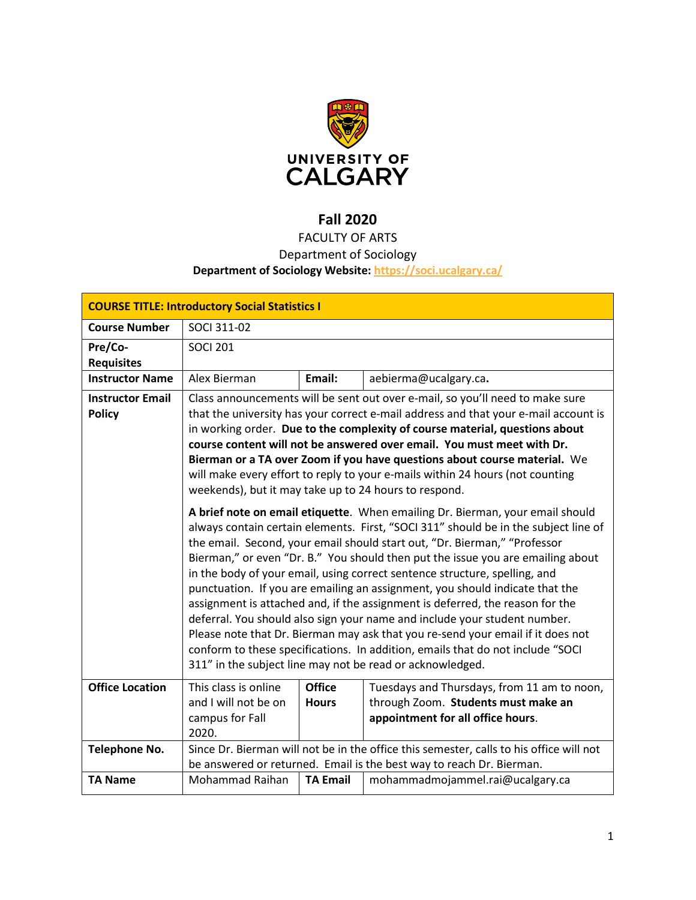# Fall 2020

FACULTY OF ARTS

Department of Sociology

**Department of Sociology Website: https://soci.ucalgary.ca/**

| **COURSE TITLE: Introductory Social Statistics I** | | | |
|---|---|---|---|
| **Course Number** | SOCI 311-02 | | |
| **Pre/Co-Requisites** | SOCI 201 | | |
| **Instructor Name** | Alex Bierman | **Email:** | aebierma@ucalgary.ca**.** |
| **Instructor Email Policy** | Class announcements will be sent out over e-mail, so you'll need to make sure that the university has your correct e-mail address and that your e-mail account is in working order. **Due to the complexity of course material, questions about course content will not be answered over email. You must meet with Dr. Bierman or a TA over Zoom if you have questions about course material.** We will make every effort to reply to your e-mails within 24 hours (not counting weekends), but it may take up to 24 hours to respond.<br><br>**A brief note on email etiquette**. When emailing Dr. Bierman, your email should always contain certain elements. First, "SOCI 311" should be in the subject line of the email. Second, your email should start out, "Dr. Bierman," "Professor Bierman," or even "Dr. B." You should then put the issue you are emailing about in the body of your email, using correct sentence structure, spelling, and punctuation. If you are emailing an assignment, you should indicate that the assignment is attached and, if the assignment is deferred, the reason for the deferral. You should also sign your name and include your student number. Please note that Dr. Bierman may ask that you re-send your email if it does not conform to these specifications. In addition, emails that do not include "SOCI 311" in the subject line may not be read or acknowledged. | | |
| **Office Location** | This class is online and I will not be on campus for Fall 2020. | **Office Hours** | Tuesdays and Thursdays, from 11 am to noon, through Zoom. **Students must make an appointment for all office hours**. |
| **Telephone No.** | Since Dr. Bierman will not be in the office this semester, calls to his office will not be answered or returned. Email is the best way to reach Dr. Bierman. | | |
| **TA Name** | Mohammad Raihan | **TA Email** | mohammadmojammel.rai@ucalgary.ca |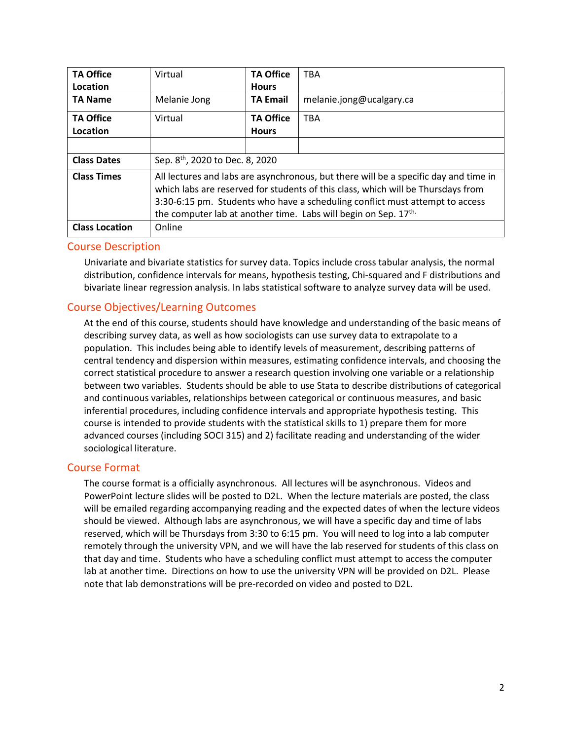| | | | |
|---|---|---|---|
| **TA Office Location** | Virtual | **TA Office Hours** | TBA |
| **TA Name** | Melanie Jong | **TA Email** | melanie.jong@ucalgary.ca |
| **TA Office Location** | Virtual | **TA Office Hours** | TBA |
| | | | |
| **Class Dates** | Sep. 8th, 2020 to Dec. 8, 2020 | | |
| **Class Times** | All lectures and labs are asynchronous, but there will be a specific day and time in which labs are reserved for students of this class, which will be Thursdays from 3:30-6:15 pm. Students who have a scheduling conflict must attempt to access the computer lab at another time. Labs will begin on Sep. 17th. | | |
| **Class Location** | Online | | |

## Course Description

Univariate and bivariate statistics for survey data. Topics include cross tabular analysis, the normal distribution, confidence intervals for means, hypothesis testing, Chi-squared and F distributions and bivariate linear regression analysis. In labs statistical software to analyze survey data will be used.

## Course Objectives/Learning Outcomes

At the end of this course, students should have knowledge and understanding of the basic means of describing survey data, as well as how sociologists can use survey data to extrapolate to a population. This includes being able to identify levels of measurement, describing patterns of central tendency and dispersion within measures, estimating confidence intervals, and choosing the correct statistical procedure to answer a research question involving one variable or a relationship between two variables. Students should be able to use Stata to describe distributions of categorical and continuous variables, relationships between categorical or continuous measures, and basic inferential procedures, including confidence intervals and appropriate hypothesis testing. This course is intended to provide students with the statistical skills to 1) prepare them for more advanced courses (including SOCI 315) and 2) facilitate reading and understanding of the wider sociological literature.

## Course Format

The course format is a officially asynchronous. All lectures will be asynchronous. Videos and PowerPoint lecture slides will be posted to D2L. When the lecture materials are posted, the class will be emailed regarding accompanying reading and the expected dates of when the lecture videos should be viewed. Although labs are asynchronous, we will have a specific day and time of labs reserved, which will be Thursdays from 3:30 to 6:15 pm. You will need to log into a lab computer remotely through the university VPN, and we will have the lab reserved for students of this class on that day and time. Students who have a scheduling conflict must attempt to access the computer lab at another time. Directions on how to use the university VPN will be provided on D2L. Please note that lab demonstrations will be pre-recorded on video and posted to D2L.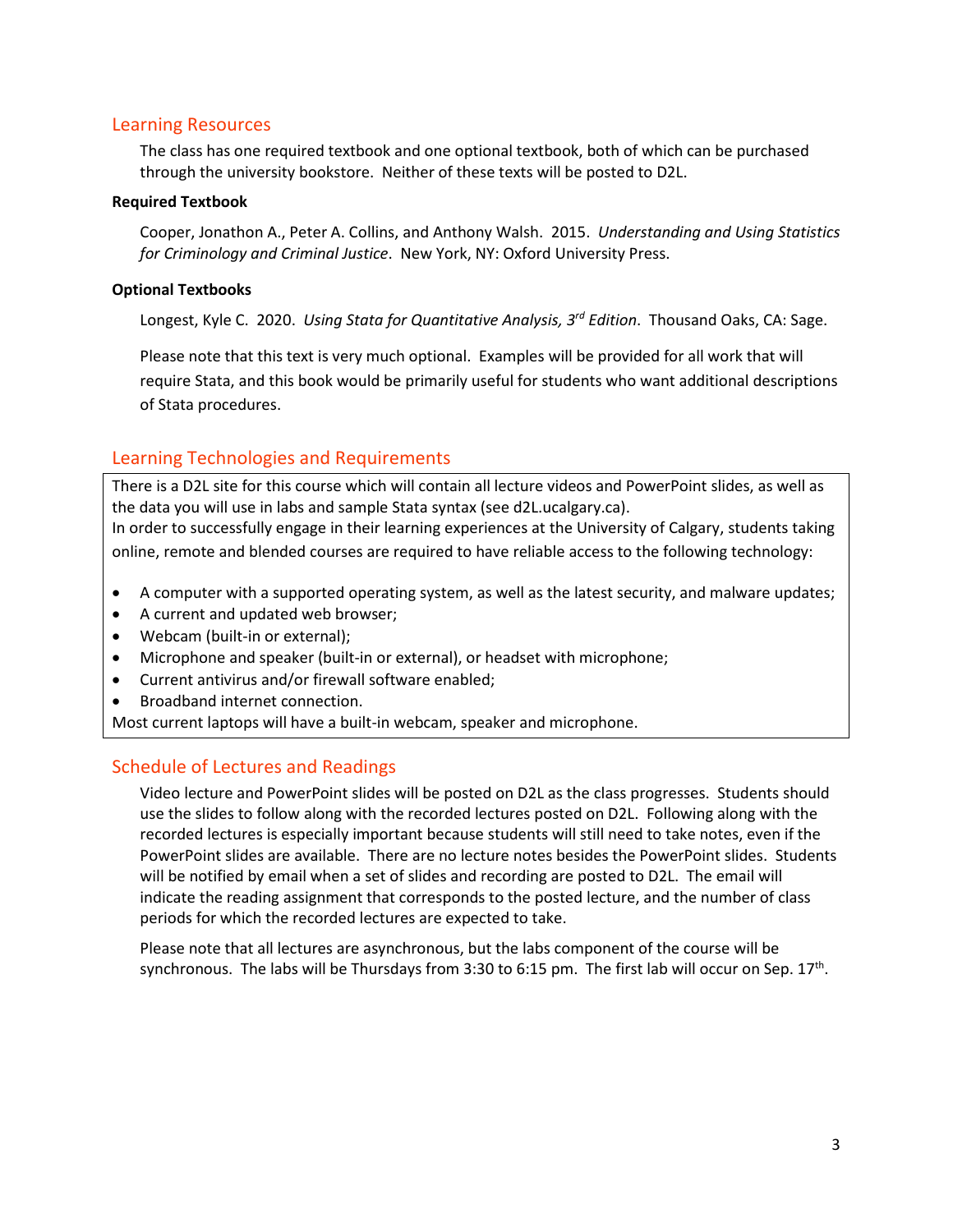## Learning Resources

The class has one required textbook and one optional textbook, both of which can be purchased through the university bookstore. Neither of these texts will be posted to D2L.

**Required Textbook**

Cooper, Jonathon A., Peter A. Collins, and Anthony Walsh. 2015. *Understanding and Using Statistics for Criminology and Criminal Justice*. New York, NY: Oxford University Press.

**Optional Textbooks**

Longest, Kyle C. 2020. *Using Stata for Quantitative Analysis, 3rd Edition*. Thousand Oaks, CA: Sage.

Please note that this text is very much optional. Examples will be provided for all work that will require Stata, and this book would be primarily useful for students who want additional descriptions of Stata procedures.

## Learning Technologies and Requirements

There is a D2L site for this course which will contain all lecture videos and PowerPoint slides, as well as the data you will use in labs and sample Stata syntax (see d2L.ucalgary.ca).
In order to successfully engage in their learning experiences at the University of Calgary, students taking online, remote and blended courses are required to have reliable access to the following technology:

- A computer with a supported operating system, as well as the latest security, and malware updates;
- A current and updated web browser;
- Webcam (built-in or external);
- Microphone and speaker (built-in or external), or headset with microphone;
- Current antivirus and/or firewall software enabled;
- Broadband internet connection.

Most current laptops will have a built-in webcam, speaker and microphone.

## Schedule of Lectures and Readings

Video lecture and PowerPoint slides will be posted on D2L as the class progresses. Students should use the slides to follow along with the recorded lectures posted on D2L. Following along with the recorded lectures is especially important because students will still need to take notes, even if the PowerPoint slides are available. There are no lecture notes besides the PowerPoint slides. Students will be notified by email when a set of slides and recording are posted to D2L. The email will indicate the reading assignment that corresponds to the posted lecture, and the number of class periods for which the recorded lectures are expected to take.

Please note that all lectures are asynchronous, but the labs component of the course will be synchronous. The labs will be Thursdays from 3:30 to 6:15 pm. The first lab will occur on Sep. 17th.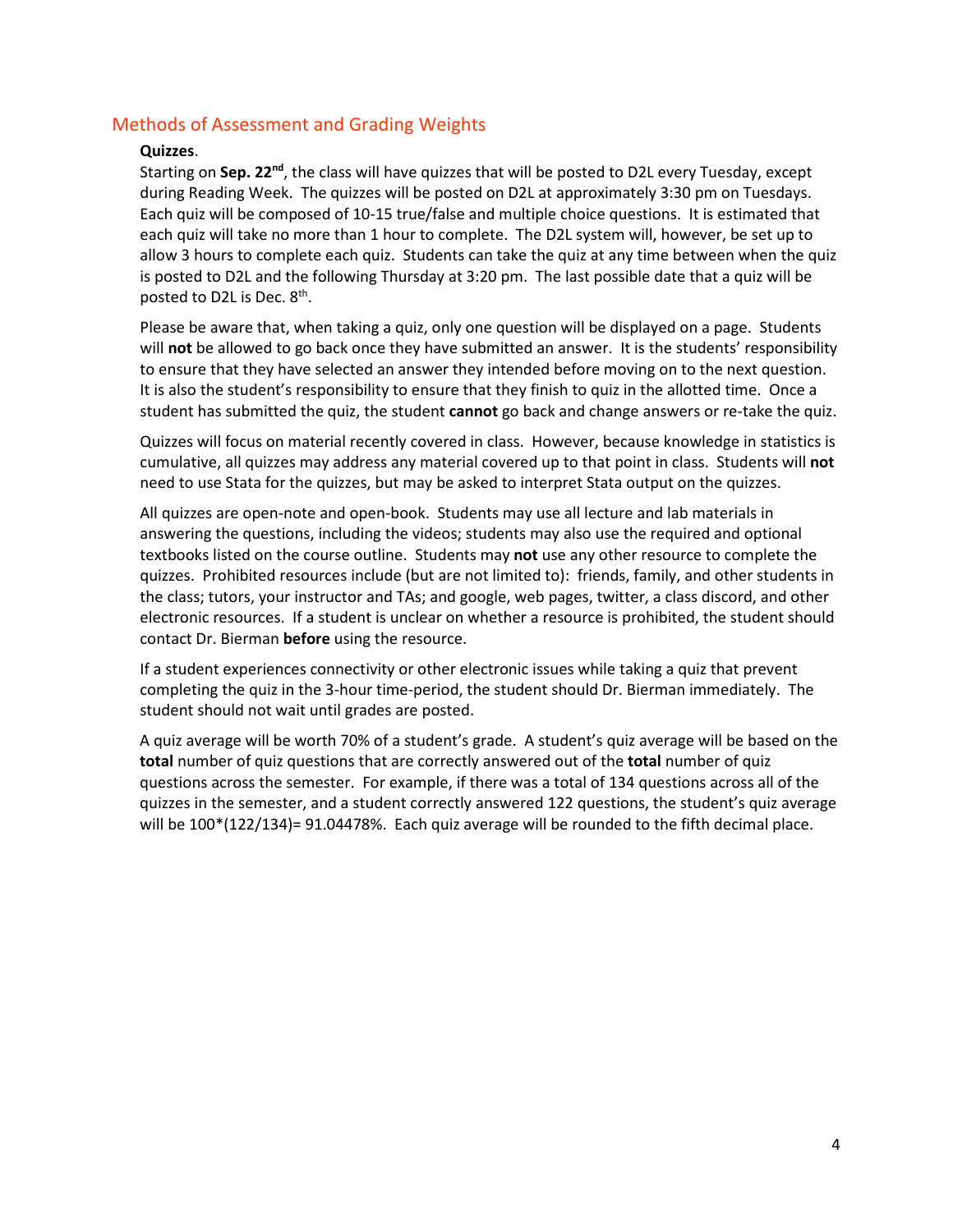## Methods of Assessment and Grading Weights

**Quizzes**.

Starting on **Sep. 22nd**, the class will have quizzes that will be posted to D2L every Tuesday, except during Reading Week. The quizzes will be posted on D2L at approximately 3:30 pm on Tuesdays. Each quiz will be composed of 10-15 true/false and multiple choice questions. It is estimated that each quiz will take no more than 1 hour to complete. The D2L system will, however, be set up to allow 3 hours to complete each quiz. Students can take the quiz at any time between when the quiz is posted to D2L and the following Thursday at 3:20 pm. The last possible date that a quiz will be posted to D2L is Dec. 8th.

Please be aware that, when taking a quiz, only one question will be displayed on a page. Students will **not** be allowed to go back once they have submitted an answer. It is the students' responsibility to ensure that they have selected an answer they intended before moving on to the next question. It is also the student's responsibility to ensure that they finish to quiz in the allotted time. Once a student has submitted the quiz, the student **cannot** go back and change answers or re-take the quiz.

Quizzes will focus on material recently covered in class. However, because knowledge in statistics is cumulative, all quizzes may address any material covered up to that point in class. Students will **not** need to use Stata for the quizzes, but may be asked to interpret Stata output on the quizzes.

All quizzes are open-note and open-book. Students may use all lecture and lab materials in answering the questions, including the videos; students may also use the required and optional textbooks listed on the course outline. Students may **not** use any other resource to complete the quizzes. Prohibited resources include (but are not limited to): friends, family, and other students in the class; tutors, your instructor and TAs; and google, web pages, twitter, a class discord, and other electronic resources. If a student is unclear on whether a resource is prohibited, the student should contact Dr. Bierman **before** using the resource.

If a student experiences connectivity or other electronic issues while taking a quiz that prevent completing the quiz in the 3-hour time-period, the student should Dr. Bierman immediately. The student should not wait until grades are posted.

A quiz average will be worth 70% of a student's grade. A student's quiz average will be based on the **total** number of quiz questions that are correctly answered out of the **total** number of quiz questions across the semester. For example, if there was a total of 134 questions across all of the quizzes in the semester, and a student correctly answered 122 questions, the student's quiz average will be 100*(122/134)= 91.04478%. Each quiz average will be rounded to the fifth decimal place.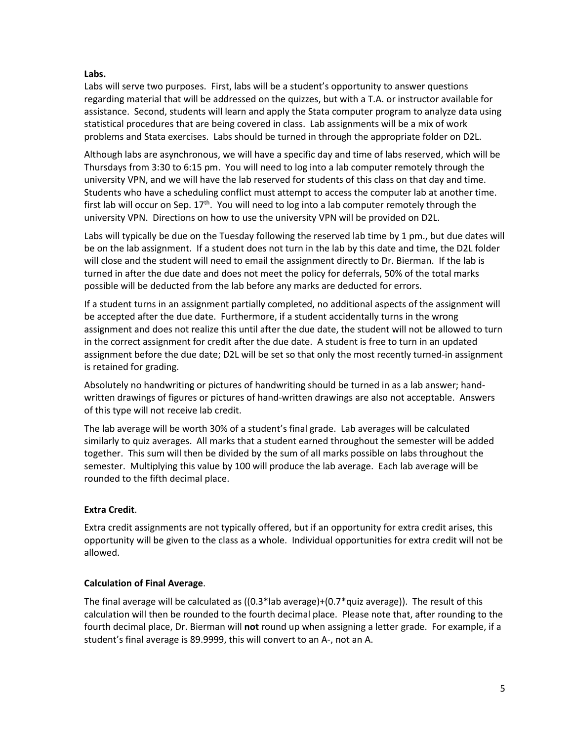**Labs.**

Labs will serve two purposes. First, labs will be a student's opportunity to answer questions regarding material that will be addressed on the quizzes, but with a T.A. or instructor available for assistance. Second, students will learn and apply the Stata computer program to analyze data using statistical procedures that are being covered in class. Lab assignments will be a mix of work problems and Stata exercises. Labs should be turned in through the appropriate folder on D2L.

Although labs are asynchronous, we will have a specific day and time of labs reserved, which will be Thursdays from 3:30 to 6:15 pm. You will need to log into a lab computer remotely through the university VPN, and we will have the lab reserved for students of this class on that day and time. Students who have a scheduling conflict must attempt to access the computer lab at another time. first lab will occur on Sep. 17th. You will need to log into a lab computer remotely through the university VPN. Directions on how to use the university VPN will be provided on D2L.

Labs will typically be due on the Tuesday following the reserved lab time by 1 pm., but due dates will be on the lab assignment. If a student does not turn in the lab by this date and time, the D2L folder will close and the student will need to email the assignment directly to Dr. Bierman. If the lab is turned in after the due date and does not meet the policy for deferrals, 50% of the total marks possible will be deducted from the lab before any marks are deducted for errors.

If a student turns in an assignment partially completed, no additional aspects of the assignment will be accepted after the due date. Furthermore, if a student accidentally turns in the wrong assignment and does not realize this until after the due date, the student will not be allowed to turn in the correct assignment for credit after the due date. A student is free to turn in an updated assignment before the due date; D2L will be set so that only the most recently turned-in assignment is retained for grading.

Absolutely no handwriting or pictures of handwriting should be turned in as a lab answer; hand-written drawings of figures or pictures of hand-written drawings are also not acceptable. Answers of this type will not receive lab credit.

The lab average will be worth 30% of a student's final grade. Lab averages will be calculated similarly to quiz averages. All marks that a student earned throughout the semester will be added together. This sum will then be divided by the sum of all marks possible on labs throughout the semester. Multiplying this value by 100 will produce the lab average. Each lab average will be rounded to the fifth decimal place.

**Extra Credit**.

Extra credit assignments are not typically offered, but if an opportunity for extra credit arises, this opportunity will be given to the class as a whole. Individual opportunities for extra credit will not be allowed.

**Calculation of Final Average**.

The final average will be calculated as ((0.3*lab average)+(0.7*quiz average)). The result of this calculation will then be rounded to the fourth decimal place. Please note that, after rounding to the fourth decimal place, Dr. Bierman will **not** round up when assigning a letter grade. For example, if a student's final average is 89.9999, this will convert to an A-, not an A.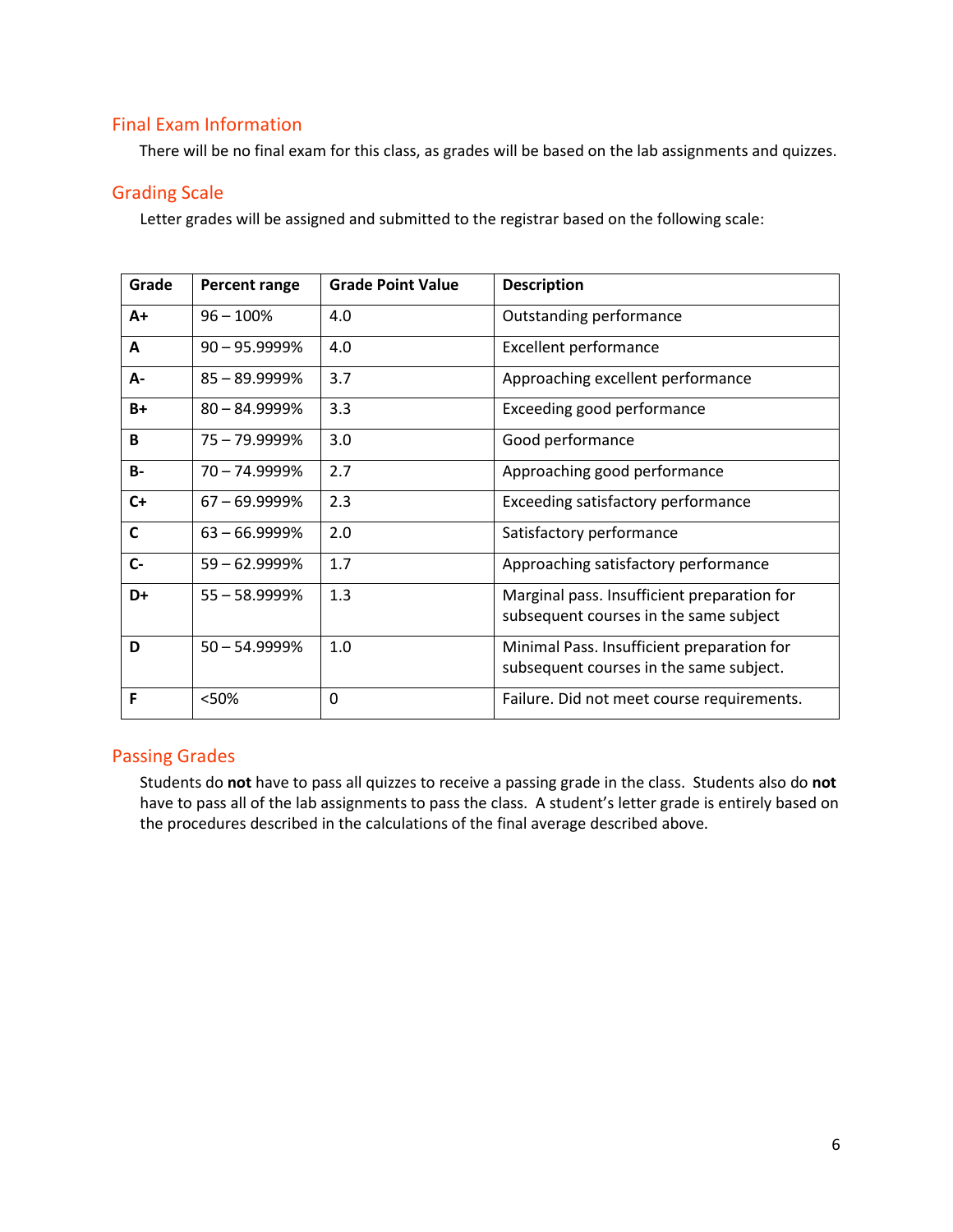## Final Exam Information

There will be no final exam for this class, as grades will be based on the lab assignments and quizzes.

## Grading Scale

Letter grades will be assigned and submitted to the registrar based on the following scale:

| Grade | Percent range | Grade Point Value | Description |
|---|---|---|---|
| **A+** | 96 – 100% | 4.0 | Outstanding performance |
| **A** | 90 – 95.9999% | 4.0 | Excellent performance |
| **A-** | 85 – 89.9999% | 3.7 | Approaching excellent performance |
| **B+** | 80 – 84.9999% | 3.3 | Exceeding good performance |
| **B** | 75 – 79.9999% | 3.0 | Good performance |
| **B-** | 70 – 74.9999% | 2.7 | Approaching good performance |
| **C+** | 67 – 69.9999% | 2.3 | Exceeding satisfactory performance |
| **C** | 63 – 66.9999% | 2.0 | Satisfactory performance |
| **C-** | 59 – 62.9999% | 1.7 | Approaching satisfactory performance |
| **D+** | 55 – 58.9999% | 1.3 | Marginal pass. Insufficient preparation for subsequent courses in the same subject |
| **D** | 50 – 54.9999% | 1.0 | Minimal Pass. Insufficient preparation for subsequent courses in the same subject. |
| **F** | <50% | 0 | Failure. Did not meet course requirements. |

## Passing Grades

Students do **not** have to pass all quizzes to receive a passing grade in the class. Students also do **not** have to pass all of the lab assignments to pass the class. A student's letter grade is entirely based on the procedures described in the calculations of the final average described above.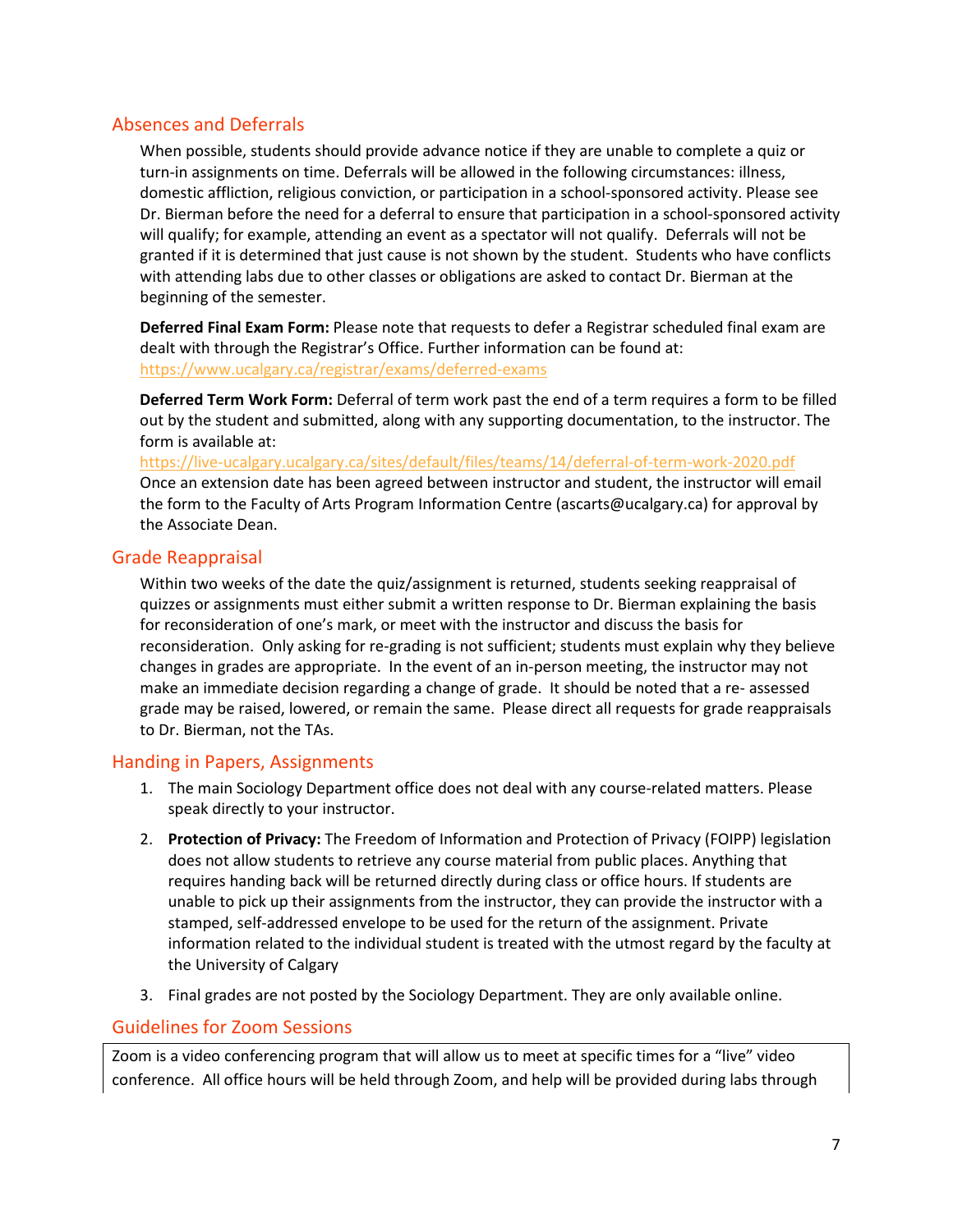## Absences and Deferrals

When possible, students should provide advance notice if they are unable to complete a quiz or turn-in assignments on time. Deferrals will be allowed in the following circumstances: illness, domestic affliction, religious conviction, or participation in a school-sponsored activity. Please see Dr. Bierman before the need for a deferral to ensure that participation in a school-sponsored activity will qualify; for example, attending an event as a spectator will not qualify. Deferrals will not be granted if it is determined that just cause is not shown by the student. Students who have conflicts with attending labs due to other classes or obligations are asked to contact Dr. Bierman at the beginning of the semester.

**Deferred Final Exam Form:** Please note that requests to defer a Registrar scheduled final exam are dealt with through the Registrar's Office. Further information can be found at: https://www.ucalgary.ca/registrar/exams/deferred-exams

**Deferred Term Work Form:** Deferral of term work past the end of a term requires a form to be filled out by the student and submitted, along with any supporting documentation, to the instructor. The form is available at:
https://live-ucalgary.ucalgary.ca/sites/default/files/teams/14/deferral-of-term-work-2020.pdf
Once an extension date has been agreed between instructor and student, the instructor will email the form to the Faculty of Arts Program Information Centre (ascarts@ucalgary.ca) for approval by the Associate Dean.

## Grade Reappraisal

Within two weeks of the date the quiz/assignment is returned, students seeking reappraisal of quizzes or assignments must either submit a written response to Dr. Bierman explaining the basis for reconsideration of one's mark, or meet with the instructor and discuss the basis for reconsideration. Only asking for re-grading is not sufficient; students must explain why they believe changes in grades are appropriate. In the event of an in-person meeting, the instructor may not make an immediate decision regarding a change of grade. It should be noted that a re- assessed grade may be raised, lowered, or remain the same. Please direct all requests for grade reappraisals to Dr. Bierman, not the TAs.

## Handing in Papers, Assignments

1. The main Sociology Department office does not deal with any course-related matters. Please speak directly to your instructor.
2. **Protection of Privacy:** The Freedom of Information and Protection of Privacy (FOIPP) legislation does not allow students to retrieve any course material from public places. Anything that requires handing back will be returned directly during class or office hours. If students are unable to pick up their assignments from the instructor, they can provide the instructor with a stamped, self-addressed envelope to be used for the return of the assignment. Private information related to the individual student is treated with the utmost regard by the faculty at the University of Calgary
3. Final grades are not posted by the Sociology Department. They are only available online.

## Guidelines for Zoom Sessions

Zoom is a video conferencing program that will allow us to meet at specific times for a "live" video conference. All office hours will be held through Zoom, and help will be provided during labs through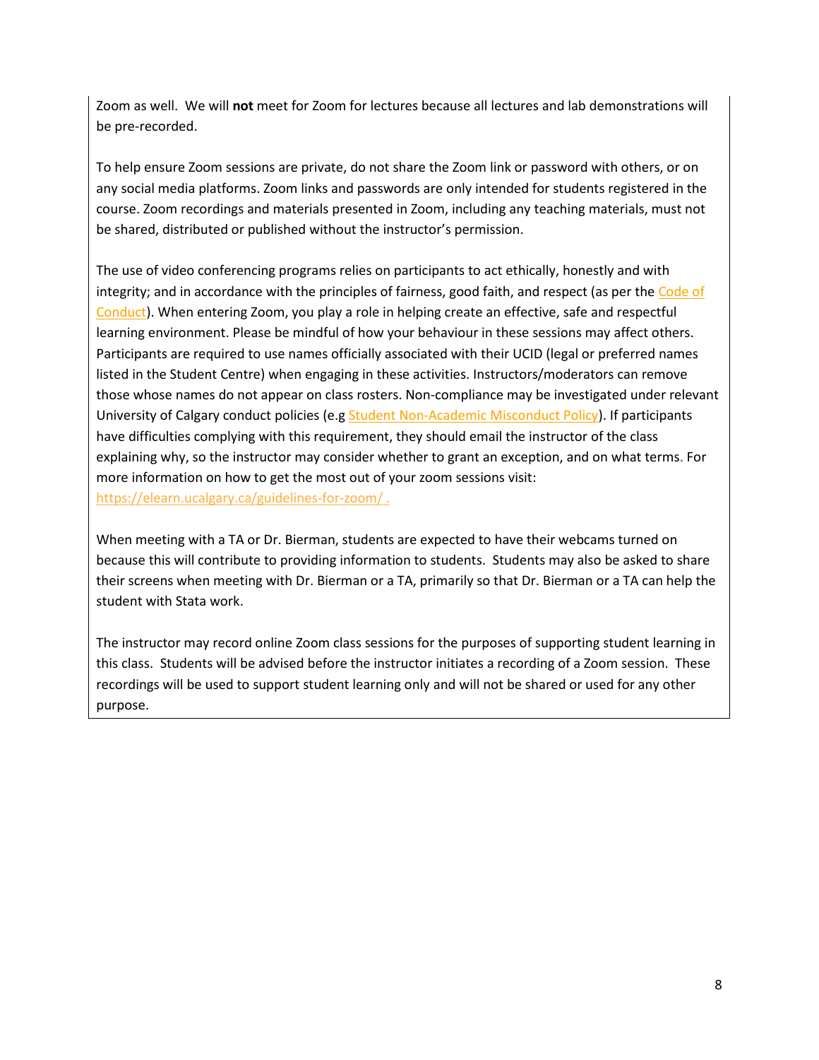Zoom as well. We will **not** meet for Zoom for lectures because all lectures and lab demonstrations will be pre-recorded.

To help ensure Zoom sessions are private, do not share the Zoom link or password with others, or on any social media platforms. Zoom links and passwords are only intended for students registered in the course. Zoom recordings and materials presented in Zoom, including any teaching materials, must not be shared, distributed or published without the instructor's permission.

The use of video conferencing programs relies on participants to act ethically, honestly and with integrity; and in accordance with the principles of fairness, good faith, and respect (as per the Code of Conduct). When entering Zoom, you play a role in helping create an effective, safe and respectful learning environment. Please be mindful of how your behaviour in these sessions may affect others. Participants are required to use names officially associated with their UCID (legal or preferred names listed in the Student Centre) when engaging in these activities. Instructors/moderators can remove those whose names do not appear on class rosters. Non-compliance may be investigated under relevant University of Calgary conduct policies (e.g Student Non-Academic Misconduct Policy). If participants have difficulties complying with this requirement, they should email the instructor of the class explaining why, so the instructor may consider whether to grant an exception, and on what terms. For more information on how to get the most out of your zoom sessions visit: https://elearn.ucalgary.ca/guidelines-for-zoom/ .

When meeting with a TA or Dr. Bierman, students are expected to have their webcams turned on because this will contribute to providing information to students. Students may also be asked to share their screens when meeting with Dr. Bierman or a TA, primarily so that Dr. Bierman or a TA can help the student with Stata work.

The instructor may record online Zoom class sessions for the purposes of supporting student learning in this class. Students will be advised before the instructor initiates a recording of a Zoom session. These recordings will be used to support student learning only and will not be shared or used for any other purpose.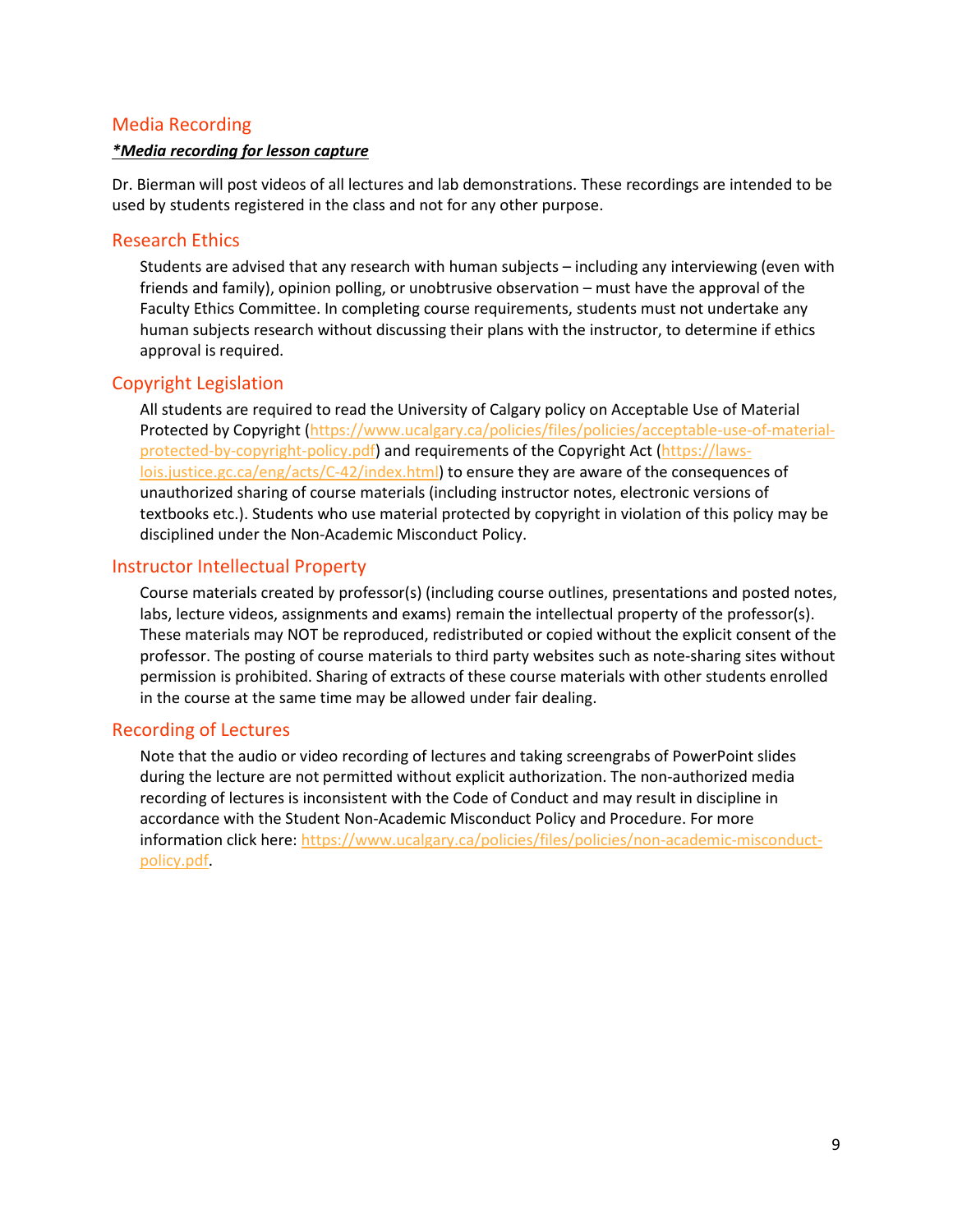## Media Recording

***Media recording for lesson capture***

Dr. Bierman will post videos of all lectures and lab demonstrations. These recordings are intended to be used by students registered in the class and not for any other purpose.

## Research Ethics

Students are advised that any research with human subjects – including any interviewing (even with friends and family), opinion polling, or unobtrusive observation – must have the approval of the Faculty Ethics Committee. In completing course requirements, students must not undertake any human subjects research without discussing their plans with the instructor, to determine if ethics approval is required.

## Copyright Legislation

All students are required to read the University of Calgary policy on Acceptable Use of Material Protected by Copyright (https://www.ucalgary.ca/policies/files/policies/acceptable-use-of-material-protected-by-copyright-policy.pdf) and requirements of the Copyright Act (https://laws-lois.justice.gc.ca/eng/acts/C-42/index.html) to ensure they are aware of the consequences of unauthorized sharing of course materials (including instructor notes, electronic versions of textbooks etc.). Students who use material protected by copyright in violation of this policy may be disciplined under the Non-Academic Misconduct Policy.

## Instructor Intellectual Property

Course materials created by professor(s) (including course outlines, presentations and posted notes, labs, lecture videos, assignments and exams) remain the intellectual property of the professor(s). These materials may NOT be reproduced, redistributed or copied without the explicit consent of the professor. The posting of course materials to third party websites such as note-sharing sites without permission is prohibited. Sharing of extracts of these course materials with other students enrolled in the course at the same time may be allowed under fair dealing.

## Recording of Lectures

Note that the audio or video recording of lectures and taking screengrabs of PowerPoint slides during the lecture are not permitted without explicit authorization. The non-authorized media recording of lectures is inconsistent with the Code of Conduct and may result in discipline in accordance with the Student Non-Academic Misconduct Policy and Procedure. For more information click here: https://www.ucalgary.ca/policies/files/policies/non-academic-misconduct-policy.pdf.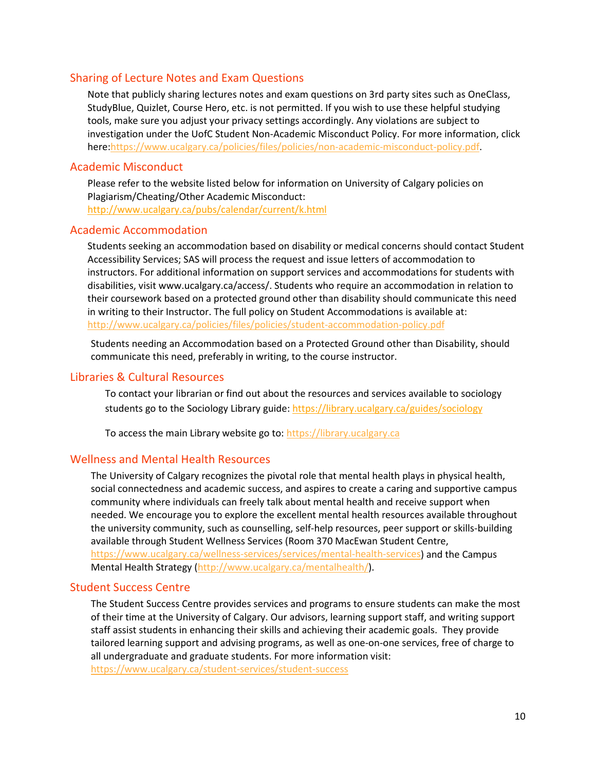## Sharing of Lecture Notes and Exam Questions

Note that publicly sharing lectures notes and exam questions on 3rd party sites such as OneClass, StudyBlue, Quizlet, Course Hero, etc. is not permitted. If you wish to use these helpful studying tools, make sure you adjust your privacy settings accordingly. Any violations are subject to investigation under the UofC Student Non-Academic Misconduct Policy. For more information, click here:https://www.ucalgary.ca/policies/files/policies/non-academic-misconduct-policy.pdf.

## Academic Misconduct

Please refer to the website listed below for information on University of Calgary policies on Plagiarism/Cheating/Other Academic Misconduct:
http://www.ucalgary.ca/pubs/calendar/current/k.html

## Academic Accommodation

Students seeking an accommodation based on disability or medical concerns should contact Student Accessibility Services; SAS will process the request and issue letters of accommodation to instructors. For additional information on support services and accommodations for students with disabilities, visit www.ucalgary.ca/access/. Students who require an accommodation in relation to their coursework based on a protected ground other than disability should communicate this need in writing to their Instructor. The full policy on Student Accommodations is available at:
http://www.ucalgary.ca/policies/files/policies/student-accommodation-policy.pdf

Students needing an Accommodation based on a Protected Ground other than Disability, should communicate this need, preferably in writing, to the course instructor.

## Libraries & Cultural Resources

To contact your librarian or find out about the resources and services available to sociology students go to the Sociology Library guide: https://library.ucalgary.ca/guides/sociology

To access the main Library website go to: https://library.ucalgary.ca

## Wellness and Mental Health Resources

The University of Calgary recognizes the pivotal role that mental health plays in physical health, social connectedness and academic success, and aspires to create a caring and supportive campus community where individuals can freely talk about mental health and receive support when needed. We encourage you to explore the excellent mental health resources available throughout the university community, such as counselling, self-help resources, peer support or skills-building available through Student Wellness Services (Room 370 MacEwan Student Centre, https://www.ucalgary.ca/wellness-services/services/mental-health-services) and the Campus Mental Health Strategy (http://www.ucalgary.ca/mentalhealth/).

## Student Success Centre

The Student Success Centre provides services and programs to ensure students can make the most of their time at the University of Calgary. Our advisors, learning support staff, and writing support staff assist students in enhancing their skills and achieving their academic goals. They provide tailored learning support and advising programs, as well as one-on-one services, free of charge to all undergraduate and graduate students. For more information visit:
https://www.ucalgary.ca/student-services/student-success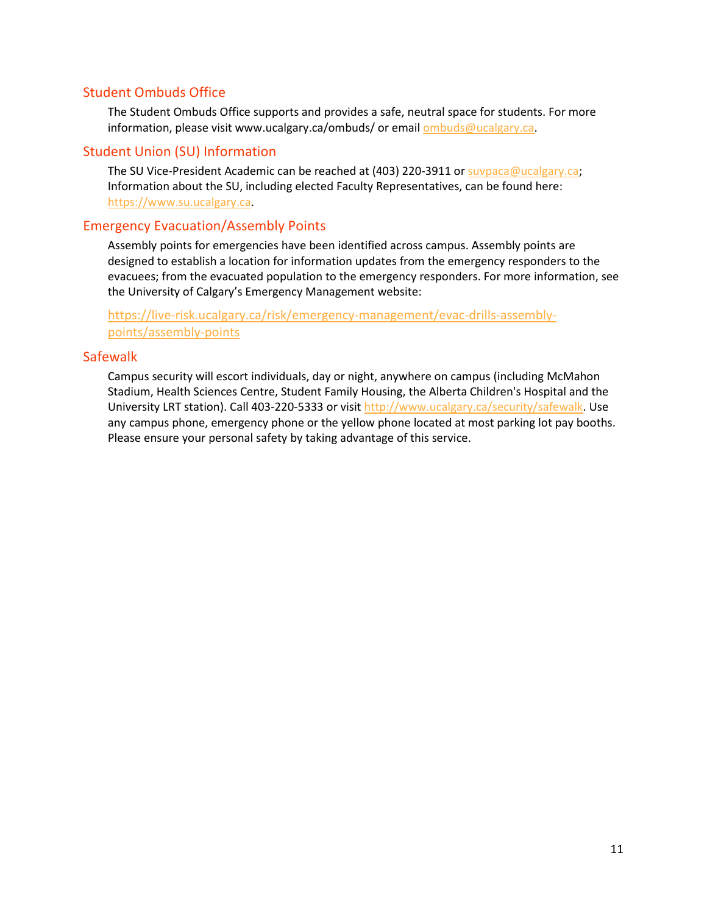## Student Ombuds Office

The Student Ombuds Office supports and provides a safe, neutral space for students. For more information, please visit www.ucalgary.ca/ombuds/ or email ombuds@ucalgary.ca.

## Student Union (SU) Information

The SU Vice-President Academic can be reached at (403) 220-3911 or suvpaca@ucalgary.ca; Information about the SU, including elected Faculty Representatives, can be found here: https://www.su.ucalgary.ca.

## Emergency Evacuation/Assembly Points

Assembly points for emergencies have been identified across campus. Assembly points are designed to establish a location for information updates from the emergency responders to the evacuees; from the evacuated population to the emergency responders. For more information, see the University of Calgary's Emergency Management website:

https://live-risk.ucalgary.ca/risk/emergency-management/evac-drills-assembly-points/assembly-points

## Safewalk

Campus security will escort individuals, day or night, anywhere on campus (including McMahon Stadium, Health Sciences Centre, Student Family Housing, the Alberta Children's Hospital and the University LRT station). Call 403-220-5333 or visit http://www.ucalgary.ca/security/safewalk. Use any campus phone, emergency phone or the yellow phone located at most parking lot pay booths. Please ensure your personal safety by taking advantage of this service.